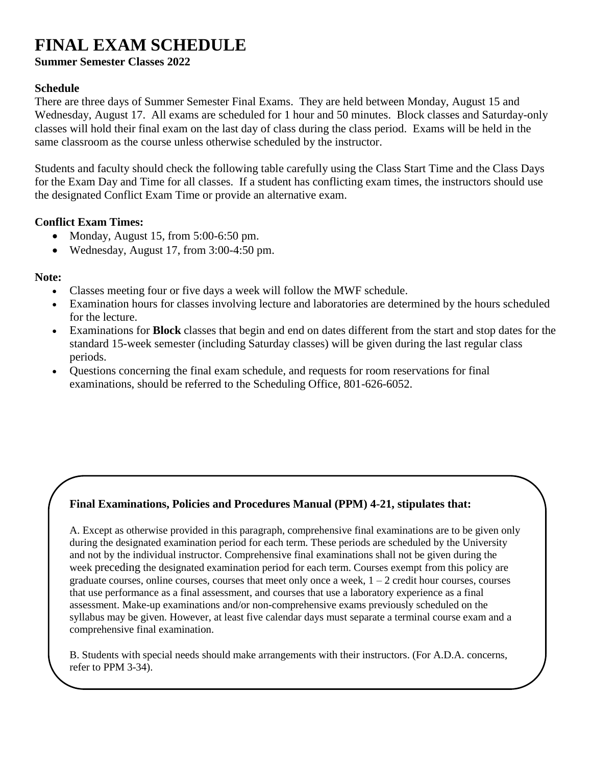# FINAL EXAM SCHEDULE

**Summer Semester Classes 2022**

**Schedule**

There are three days of Summer Semester Final Exams. They are held between Monday, August 15 and Wednesday, August 17. All exams are scheduled for 1 hour and 50 minutes. Block classes and Saturday-only classes will hold their final exam on the last day of class during the class period. Exams will be held in the same classroom as the course unless otherwise scheduled by the instructor.

Students and faculty should check the following table carefully using the Class Start Time and the Class Days for the Exam Day and Time for all classes. If a student has conflicting exam times, the instructors should use the designated Conflict Exam Time or provide an alternative exam.

**Conflict Exam Times:**

- Monday, August 15, from 5:00-6:50 pm.
- Wednesday, August 17, from 3:00-4:50 pm.

**Note:**

- Classes meeting four or five days a week will follow the MWF schedule.
- Examination hours for classes involving lecture and laboratories are determined by the hours scheduled for the lecture.
- Examinations for **Block** classes that begin and end on dates different from the start and stop dates for the standard 15-week semester (including Saturday classes) will be given during the last regular class periods.
- Questions concerning the final exam schedule, and requests for room reservations for final examinations, should be referred to the Scheduling Office, 801-626-6052.

**Final Examinations, Policies and Procedures Manual (PPM) 4-21, stipulates that:**

A. Except as otherwise provided in this paragraph, comprehensive final examinations are to be given only during the designated examination period for each term. These periods are scheduled by the University and not by the individual instructor. Comprehensive final examinations shall not be given during the week preceding the designated examination period for each term. Courses exempt from this policy are graduate courses, online courses, courses that meet only once a week, 1 – 2 credit hour courses, courses that use performance as a final assessment, and courses that use a laboratory experience as a final assessment. Make-up examinations and/or non-comprehensive exams previously scheduled on the syllabus may be given. However, at least five calendar days must separate a terminal course exam and a comprehensive final examination.

B. Students with special needs should make arrangements with their instructors. (For A.D.A. concerns, refer to PPM 3-34).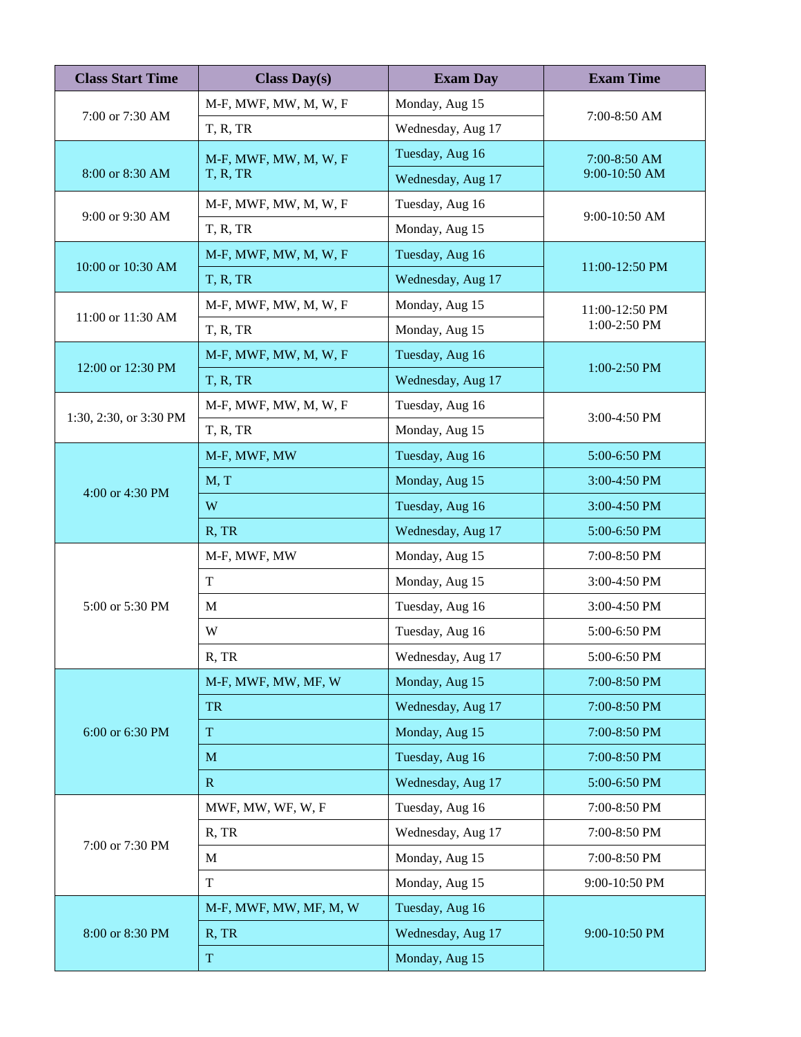| Class Start Time | Class Day(s) | Exam Day | Exam Time |
|---|---|---|---|
| 7:00 or 7:30 AM | M-F, MWF, MW, M, W, F | Monday, Aug 15 | 7:00-8:50 AM |
| | T, R, TR | Wednesday, Aug 17 | |
| 8:00 or 8:30 AM | M-F, MWF, MW, M, W, F<br>T, R, TR | Tuesday, Aug 16 | 7:00-8:50 AM<br>9:00-10:50 AM |
| | | Wednesday, Aug 17 | |
| 9:00 or 9:30 AM | M-F, MWF, MW, M, W, F | Tuesday, Aug 16 | 9:00-10:50 AM |
| | T, R, TR | Monday, Aug 15 | |
| 10:00 or 10:30 AM | M-F, MWF, MW, M, W, F | Tuesday, Aug 16 | 11:00-12:50 PM |
| | T, R, TR | Wednesday, Aug 17 | |
| 11:00 or 11:30 AM | M-F, MWF, MW, M, W, F | Monday, Aug 15 | 11:00-12:50 PM<br>1:00-2:50 PM |
| | T, R, TR | Monday, Aug 15 | |
| 12:00 or 12:30 PM | M-F, MWF, MW, M, W, F | Tuesday, Aug 16 | 1:00-2:50 PM |
| | T, R, TR | Wednesday, Aug 17 | |
| 1:30, 2:30, or 3:30 PM | M-F, MWF, MW, M, W, F | Tuesday, Aug 16 | 3:00-4:50 PM |
| | T, R, TR | Monday, Aug 15 | |
| 4:00 or 4:30 PM | M-F, MWF, MW | Tuesday, Aug 16 | 5:00-6:50 PM |
| | M, T | Monday, Aug 15 | 3:00-4:50 PM |
| | W | Tuesday, Aug 16 | 3:00-4:50 PM |
| | R, TR | Wednesday, Aug 17 | 5:00-6:50 PM |
| 5:00 or 5:30 PM | M-F, MWF, MW | Monday, Aug 15 | 7:00-8:50 PM |
| | T | Monday, Aug 15 | 3:00-4:50 PM |
| | M | Tuesday, Aug 16 | 3:00-4:50 PM |
| | W | Tuesday, Aug 16 | 5:00-6:50 PM |
| | R, TR | Wednesday, Aug 17 | 5:00-6:50 PM |
| 6:00 or 6:30 PM | M-F, MWF, MW, MF, W | Monday, Aug 15 | 7:00-8:50 PM |
| | TR | Wednesday, Aug 17 | 7:00-8:50 PM |
| | T | Monday, Aug 15 | 7:00-8:50 PM |
| | M | Tuesday, Aug 16 | 7:00-8:50 PM |
| | R | Wednesday, Aug 17 | 5:00-6:50 PM |
| 7:00 or 7:30 PM | MWF, MW, WF, W, F | Tuesday, Aug 16 | 7:00-8:50 PM |
| | R, TR | Wednesday, Aug 17 | 7:00-8:50 PM |
| | M | Monday, Aug 15 | 7:00-8:50 PM |
| | T | Monday, Aug 15 | 9:00-10:50 PM |
| 8:00 or 8:30 PM | M-F, MWF, MW, MF, M, W | Tuesday, Aug 16 | 9:00-10:50 PM |
| | R, TR | Wednesday, Aug 17 | |
| | T | Monday, Aug 15 | |